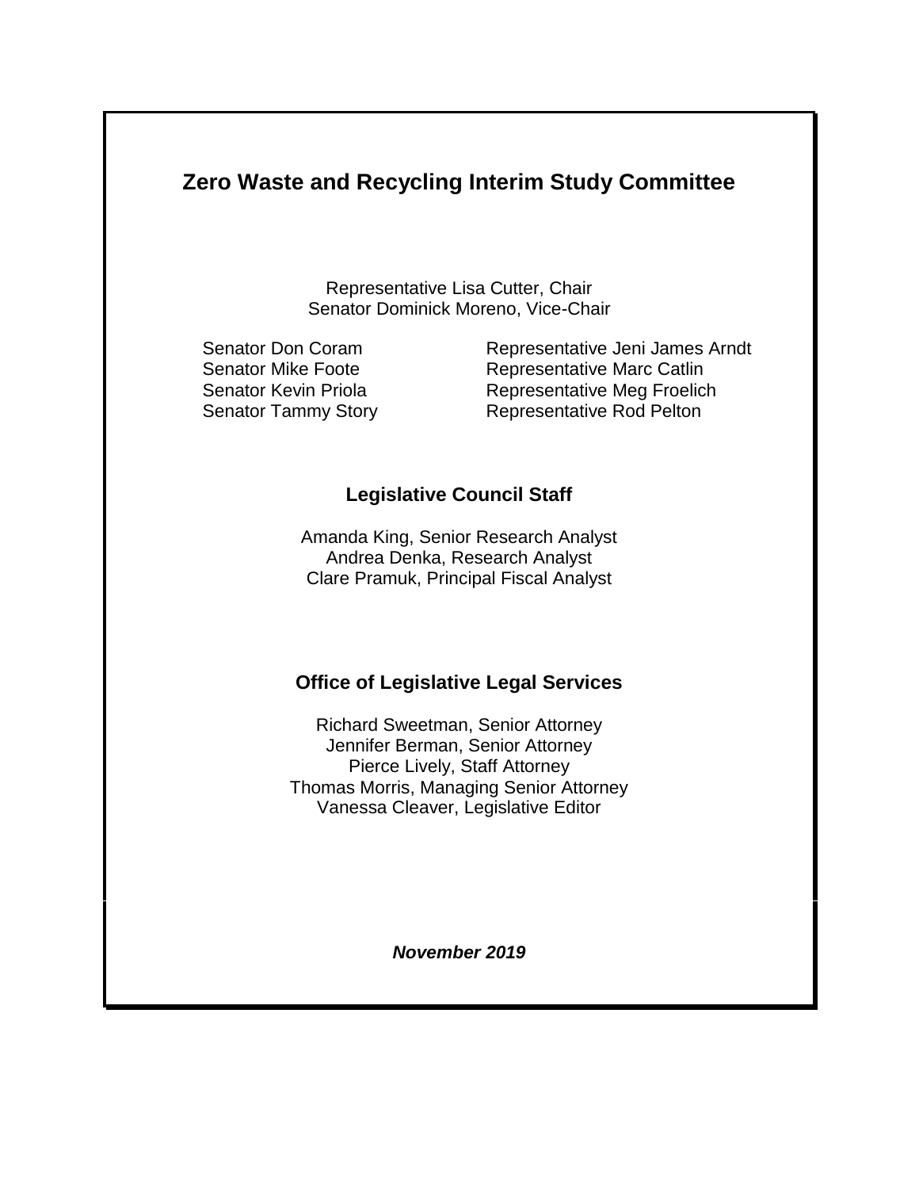# Zero Waste and Recycling Interim Study Committee

Representative Lisa Cutter, Chair
Senator Dominick Moreno, Vice-Chair

Senator Don Coram
Senator Mike Foote
Senator Kevin Priola
Senator Tammy Story

Representative Jeni James Arndt
Representative Marc Catlin
Representative Meg Froelich
Representative Rod Pelton

## Legislative Council Staff

Amanda King, Senior Research Analyst
Andrea Denka, Research Analyst
Clare Pramuk, Principal Fiscal Analyst

## Office of Legislative Legal Services

Richard Sweetman, Senior Attorney
Jennifer Berman, Senior Attorney
Pierce Lively, Staff Attorney
Thomas Morris, Managing Senior Attorney
Vanessa Cleaver, Legislative Editor

***November 2019***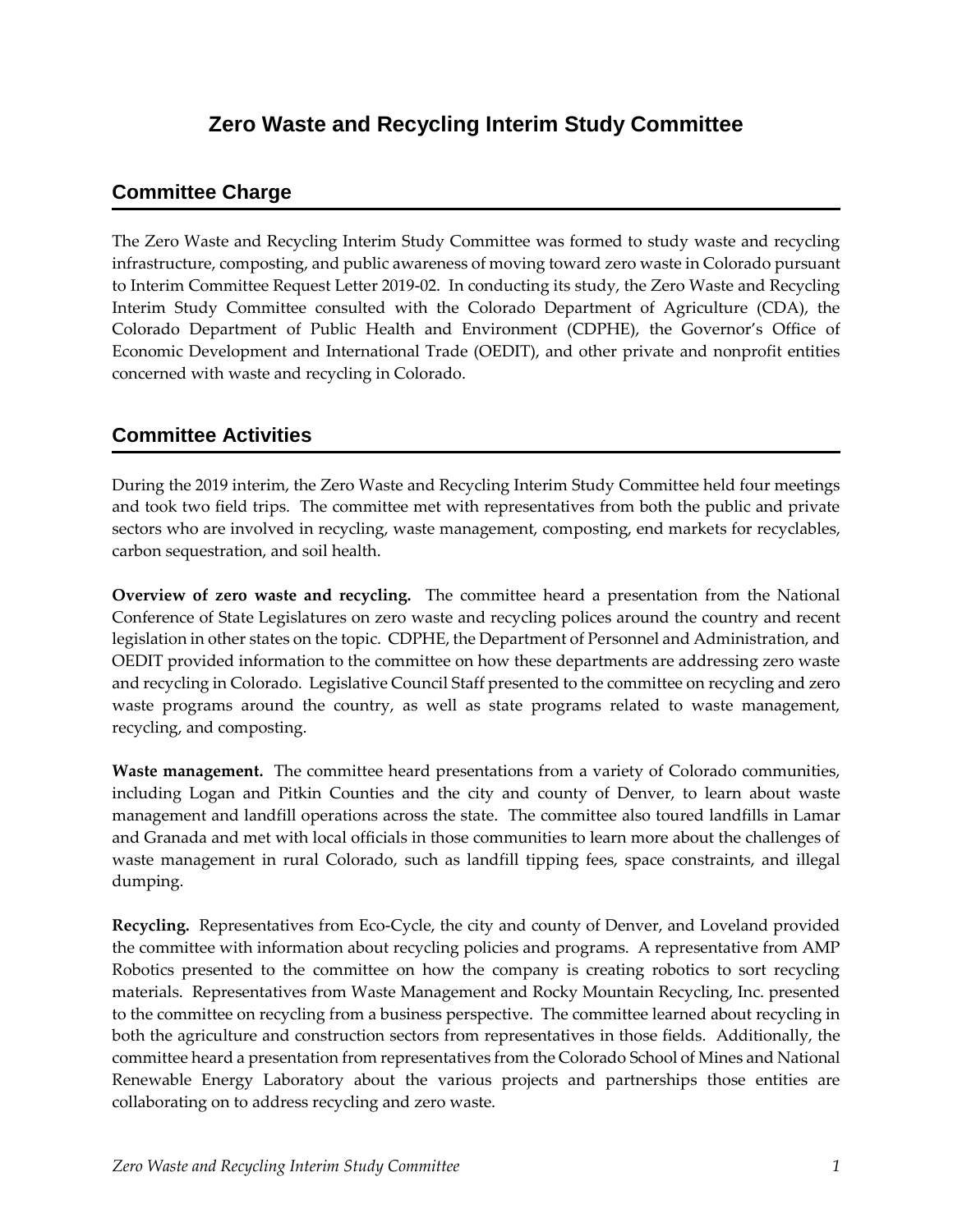# Zero Waste and Recycling Interim Study Committee

## Committee Charge

The Zero Waste and Recycling Interim Study Committee was formed to study waste and recycling infrastructure, composting, and public awareness of moving toward zero waste in Colorado pursuant to Interim Committee Request Letter 2019-02. In conducting its study, the Zero Waste and Recycling Interim Study Committee consulted with the Colorado Department of Agriculture (CDA), the Colorado Department of Public Health and Environment (CDPHE), the Governor's Office of Economic Development and International Trade (OEDIT), and other private and nonprofit entities concerned with waste and recycling in Colorado.

## Committee Activities

During the 2019 interim, the Zero Waste and Recycling Interim Study Committee held four meetings and took two field trips. The committee met with representatives from both the public and private sectors who are involved in recycling, waste management, composting, end markets for recyclables, carbon sequestration, and soil health.

**Overview of zero waste and recycling.** The committee heard a presentation from the National Conference of State Legislatures on zero waste and recycling polices around the country and recent legislation in other states on the topic. CDPHE, the Department of Personnel and Administration, and OEDIT provided information to the committee on how these departments are addressing zero waste and recycling in Colorado. Legislative Council Staff presented to the committee on recycling and zero waste programs around the country, as well as state programs related to waste management, recycling, and composting.

**Waste management.** The committee heard presentations from a variety of Colorado communities, including Logan and Pitkin Counties and the city and county of Denver, to learn about waste management and landfill operations across the state. The committee also toured landfills in Lamar and Granada and met with local officials in those communities to learn more about the challenges of waste management in rural Colorado, such as landfill tipping fees, space constraints, and illegal dumping.

**Recycling.** Representatives from Eco-Cycle, the city and county of Denver, and Loveland provided the committee with information about recycling policies and programs. A representative from AMP Robotics presented to the committee on how the company is creating robotics to sort recycling materials. Representatives from Waste Management and Rocky Mountain Recycling, Inc. presented to the committee on recycling from a business perspective. The committee learned about recycling in both the agriculture and construction sectors from representatives in those fields. Additionally, the committee heard a presentation from representatives from the Colorado School of Mines and National Renewable Energy Laboratory about the various projects and partnerships those entities are collaborating on to address recycling and zero waste.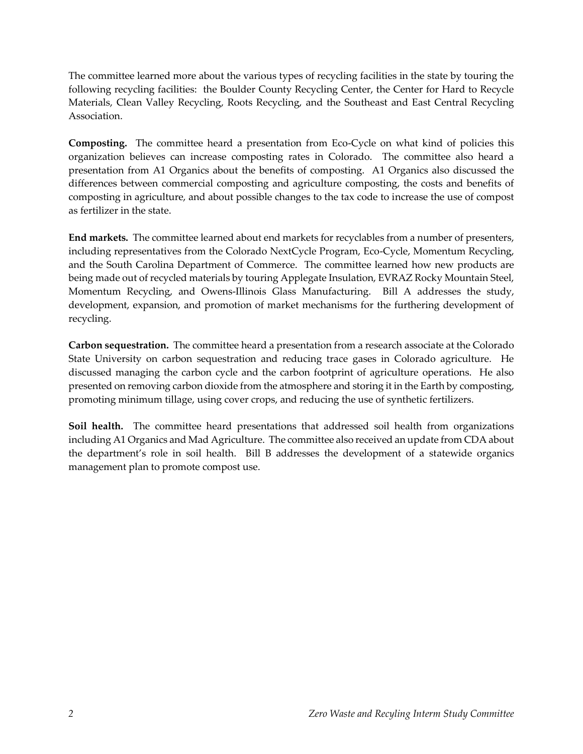The committee learned more about the various types of recycling facilities in the state by touring the following recycling facilities: the Boulder County Recycling Center, the Center for Hard to Recycle Materials, Clean Valley Recycling, Roots Recycling, and the Southeast and East Central Recycling Association.

**Composting.** The committee heard a presentation from Eco-Cycle on what kind of policies this organization believes can increase composting rates in Colorado. The committee also heard a presentation from A1 Organics about the benefits of composting. A1 Organics also discussed the differences between commercial composting and agriculture composting, the costs and benefits of composting in agriculture, and about possible changes to the tax code to increase the use of compost as fertilizer in the state.

**End markets.** The committee learned about end markets for recyclables from a number of presenters, including representatives from the Colorado NextCycle Program, Eco-Cycle, Momentum Recycling, and the South Carolina Department of Commerce. The committee learned how new products are being made out of recycled materials by touring Applegate Insulation, EVRAZ Rocky Mountain Steel, Momentum Recycling, and Owens-Illinois Glass Manufacturing. Bill A addresses the study, development, expansion, and promotion of market mechanisms for the furthering development of recycling.

**Carbon sequestration.** The committee heard a presentation from a research associate at the Colorado State University on carbon sequestration and reducing trace gases in Colorado agriculture. He discussed managing the carbon cycle and the carbon footprint of agriculture operations. He also presented on removing carbon dioxide from the atmosphere and storing it in the Earth by composting, promoting minimum tillage, using cover crops, and reducing the use of synthetic fertilizers.

**Soil health.** The committee heard presentations that addressed soil health from organizations including A1 Organics and Mad Agriculture. The committee also received an update from CDA about the department's role in soil health. Bill B addresses the development of a statewide organics management plan to promote compost use.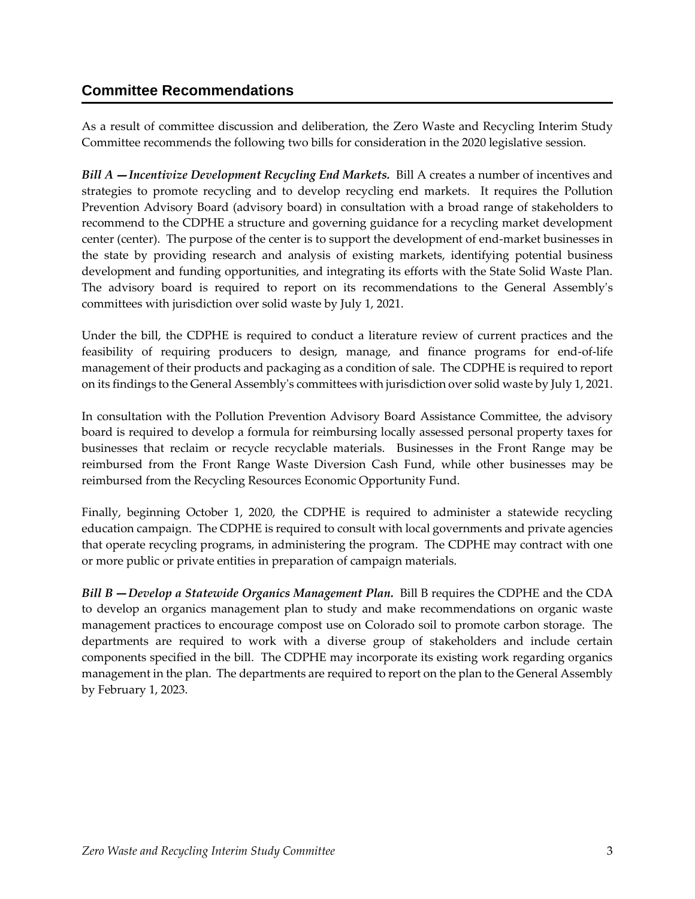## Committee Recommendations

As a result of committee discussion and deliberation, the Zero Waste and Recycling Interim Study Committee recommends the following two bills for consideration in the 2020 legislative session.

***Bill A — Incentivize Development Recycling End Markets.*** Bill A creates a number of incentives and strategies to promote recycling and to develop recycling end markets. It requires the Pollution Prevention Advisory Board (advisory board) in consultation with a broad range of stakeholders to recommend to the CDPHE a structure and governing guidance for a recycling market development center (center). The purpose of the center is to support the development of end-market businesses in the state by providing research and analysis of existing markets, identifying potential business development and funding opportunities, and integrating its efforts with the State Solid Waste Plan. The advisory board is required to report on its recommendations to the General Assembly's committees with jurisdiction over solid waste by July 1, 2021.

Under the bill, the CDPHE is required to conduct a literature review of current practices and the feasibility of requiring producers to design, manage, and finance programs for end-of-life management of their products and packaging as a condition of sale. The CDPHE is required to report on its findings to the General Assembly's committees with jurisdiction over solid waste by July 1, 2021.

In consultation with the Pollution Prevention Advisory Board Assistance Committee, the advisory board is required to develop a formula for reimbursing locally assessed personal property taxes for businesses that reclaim or recycle recyclable materials. Businesses in the Front Range may be reimbursed from the Front Range Waste Diversion Cash Fund, while other businesses may be reimbursed from the Recycling Resources Economic Opportunity Fund.

Finally, beginning October 1, 2020, the CDPHE is required to administer a statewide recycling education campaign. The CDPHE is required to consult with local governments and private agencies that operate recycling programs, in administering the program. The CDPHE may contract with one or more public or private entities in preparation of campaign materials.

***Bill B — Develop a Statewide Organics Management Plan.*** Bill B requires the CDPHE and the CDA to develop an organics management plan to study and make recommendations on organic waste management practices to encourage compost use on Colorado soil to promote carbon storage. The departments are required to work with a diverse group of stakeholders and include certain components specified in the bill. The CDPHE may incorporate its existing work regarding organics management in the plan. The departments are required to report on the plan to the General Assembly by February 1, 2023.